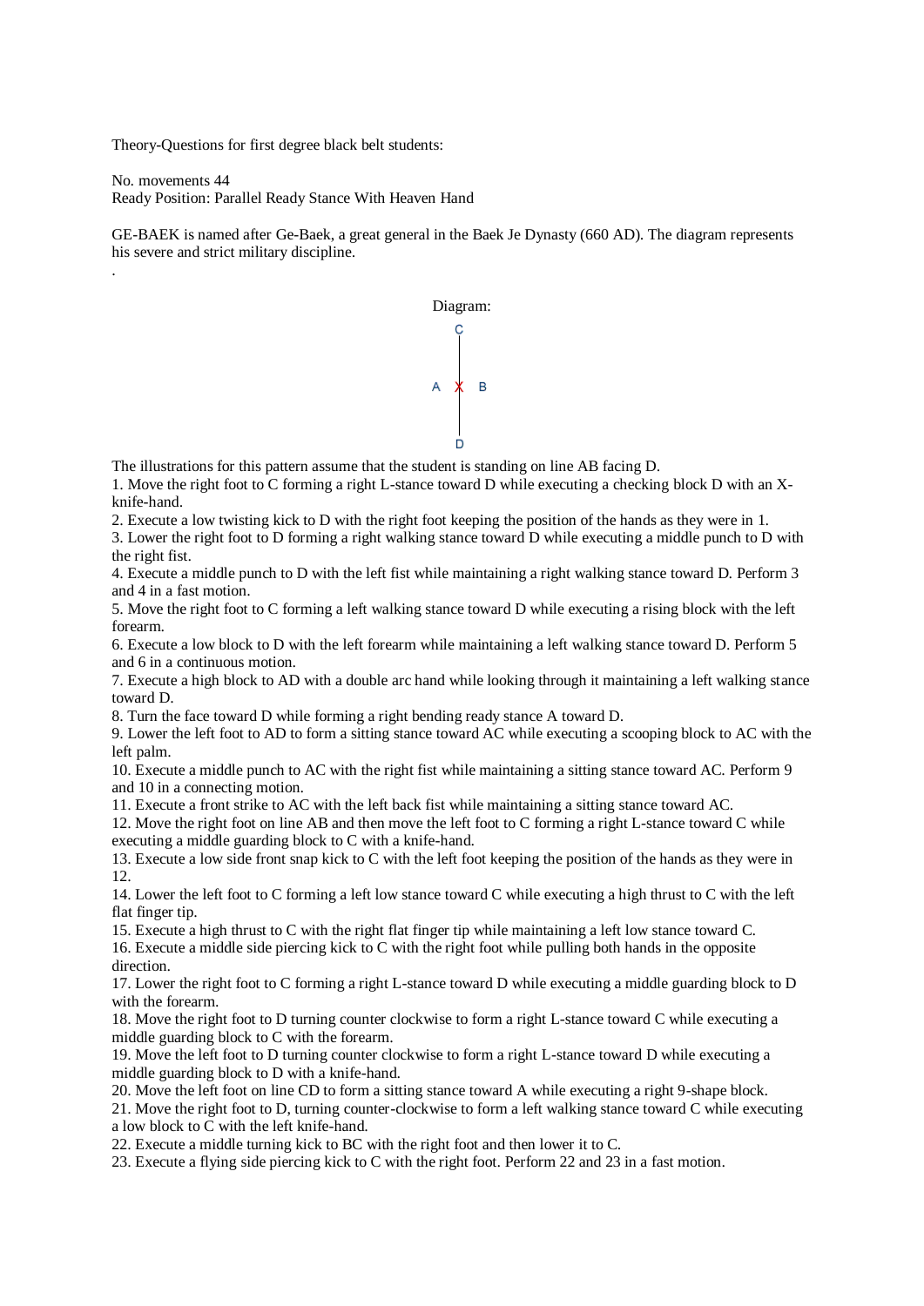Theory-Questions for first degree black belt students:

No. movements 44
Ready Position: Parallel Ready Stance With Heaven Hand

GE-BAEK is named after Ge-Baek, a great general in the Baek Je Dynasty (660 AD). The diagram represents his severe and strict military discipline.

.

Diagram:

C

A X B

D

The illustrations for this pattern assume that the student is standing on line AB facing D.

1. Move the right foot to C forming a right L-stance toward D while executing a checking block D with an X-knife-hand.
2. Execute a low twisting kick to D with the right foot keeping the position of the hands as they were in 1.
3. Lower the right foot to D forming a right walking stance toward D while executing a middle punch to D with the right fist.
4. Execute a middle punch to D with the left fist while maintaining a right walking stance toward D. Perform 3 and 4 in a fast motion.
5. Move the right foot to C forming a left walking stance toward D while executing a rising block with the left forearm.
6. Execute a low block to D with the left forearm while maintaining a left walking stance toward D. Perform 5 and 6 in a continuous motion.
7. Execute a high block to AD with a double arc hand while looking through it maintaining a left walking stance toward D.
8. Turn the face toward D while forming a right bending ready stance A toward D.
9. Lower the left foot to AD to form a sitting stance toward AC while executing a scooping block to AC with the left palm.
10. Execute a middle punch to AC with the right fist while maintaining a sitting stance toward AC. Perform 9 and 10 in a connecting motion.
11. Execute a front strike to AC with the left back fist while maintaining a sitting stance toward AC.
12. Move the right foot on line AB and then move the left foot to C forming a right L-stance toward C while executing a middle guarding block to C with a knife-hand.
13. Execute a low side front snap kick to C with the left foot keeping the position of the hands as they were in 12.
14. Lower the left foot to C forming a left low stance toward C while executing a high thrust to C with the left flat finger tip.
15. Execute a high thrust to C with the right flat finger tip while maintaining a left low stance toward C.
16. Execute a middle side piercing kick to C with the right foot while pulling both hands in the opposite direction.
17. Lower the right foot to C forming a right L-stance toward D while executing a middle guarding block to D with the forearm.
18. Move the right foot to D turning counter clockwise to form a right L-stance toward C while executing a middle guarding block to C with the forearm.
19. Move the left foot to D turning counter clockwise to form a right L-stance toward D while executing a middle guarding block to D with a knife-hand.
20. Move the left foot on line CD to form a sitting stance toward A while executing a right 9-shape block.
21. Move the right foot to D, turning counter-clockwise to form a left walking stance toward C while executing a low block to C with the left knife-hand.
22. Execute a middle turning kick to BC with the right foot and then lower it to C.
23. Execute a flying side piercing kick to C with the right foot. Perform 22 and 23 in a fast motion.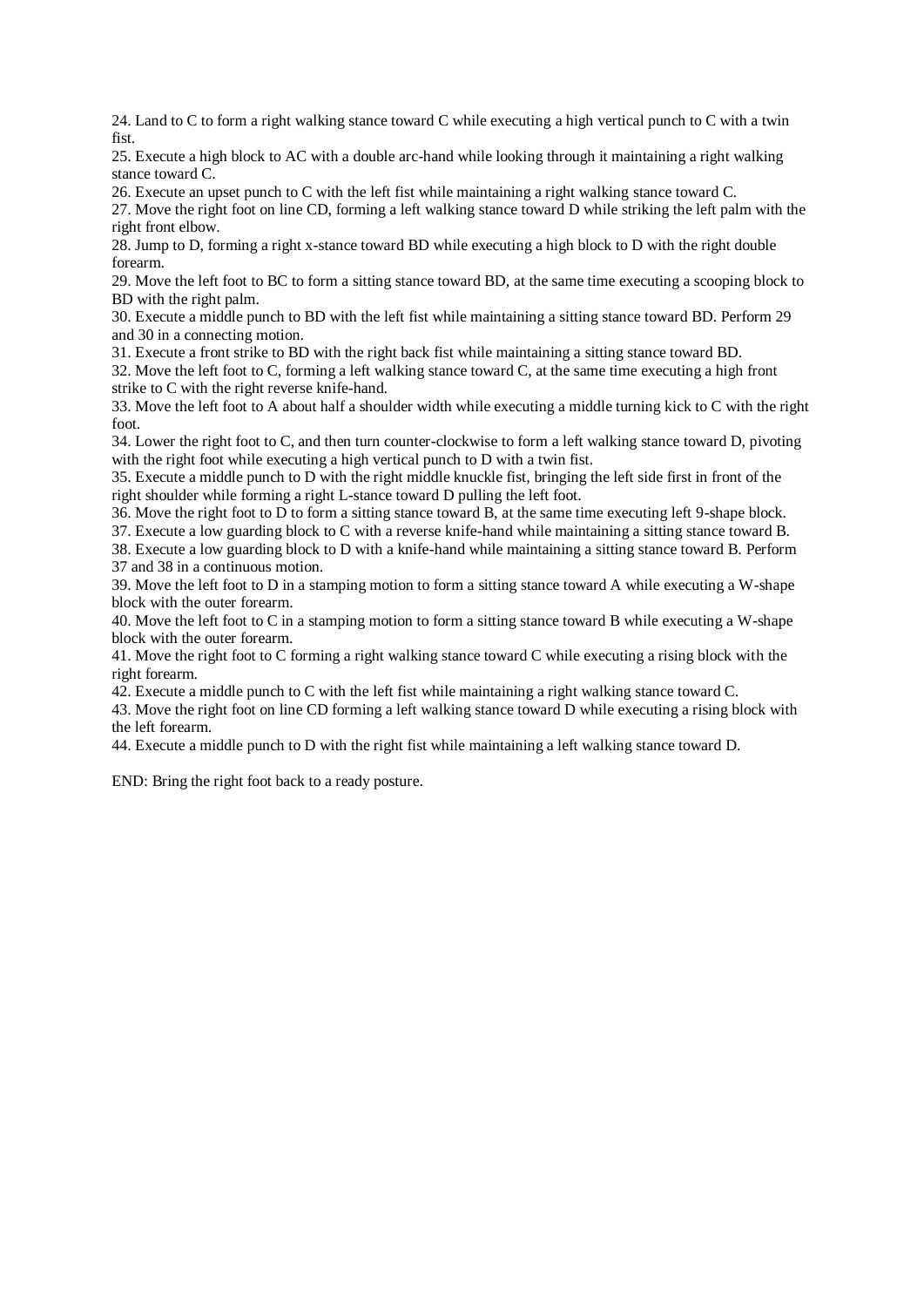24. Land to C to form a right walking stance toward C while executing a high vertical punch to C with a twin fist.
25. Execute a high block to AC with a double arc-hand while looking through it maintaining a right walking stance toward C.
26. Execute an upset punch to C with the left fist while maintaining a right walking stance toward C.
27. Move the right foot on line CD, forming a left walking stance toward D while striking the left palm with the right front elbow.
28. Jump to D, forming a right x-stance toward BD while executing a high block to D with the right double forearm.
29. Move the left foot to BC to form a sitting stance toward BD, at the same time executing a scooping block to BD with the right palm.
30. Execute a middle punch to BD with the left fist while maintaining a sitting stance toward BD. Perform 29 and 30 in a connecting motion.
31. Execute a front strike to BD with the right back fist while maintaining a sitting stance toward BD.
32. Move the left foot to C, forming a left walking stance toward C, at the same time executing a high front strike to C with the right reverse knife-hand.
33. Move the left foot to A about half a shoulder width while executing a middle turning kick to C with the right foot.
34. Lower the right foot to C, and then turn counter-clockwise to form a left walking stance toward D, pivoting with the right foot while executing a high vertical punch to D with a twin fist.
35. Execute a middle punch to D with the right middle knuckle fist, bringing the left side first in front of the right shoulder while forming a right L-stance toward D pulling the left foot.
36. Move the right foot to D to form a sitting stance toward B, at the same time executing left 9-shape block.
37. Execute a low guarding block to C with a reverse knife-hand while maintaining a sitting stance toward B.
38. Execute a low guarding block to D with a knife-hand while maintaining a sitting stance toward B. Perform 37 and 38 in a continuous motion.
39. Move the left foot to D in a stamping motion to form a sitting stance toward A while executing a W-shape block with the outer forearm.
40. Move the left foot to C in a stamping motion to form a sitting stance toward B while executing a W-shape block with the outer forearm.
41. Move the right foot to C forming a right walking stance toward C while executing a rising block with the right forearm.
42. Execute a middle punch to C with the left fist while maintaining a right walking stance toward C.
43. Move the right foot on line CD forming a left walking stance toward D while executing a rising block with the left forearm.
44. Execute a middle punch to D with the right fist while maintaining a left walking stance toward D.

END: Bring the right foot back to a ready posture.